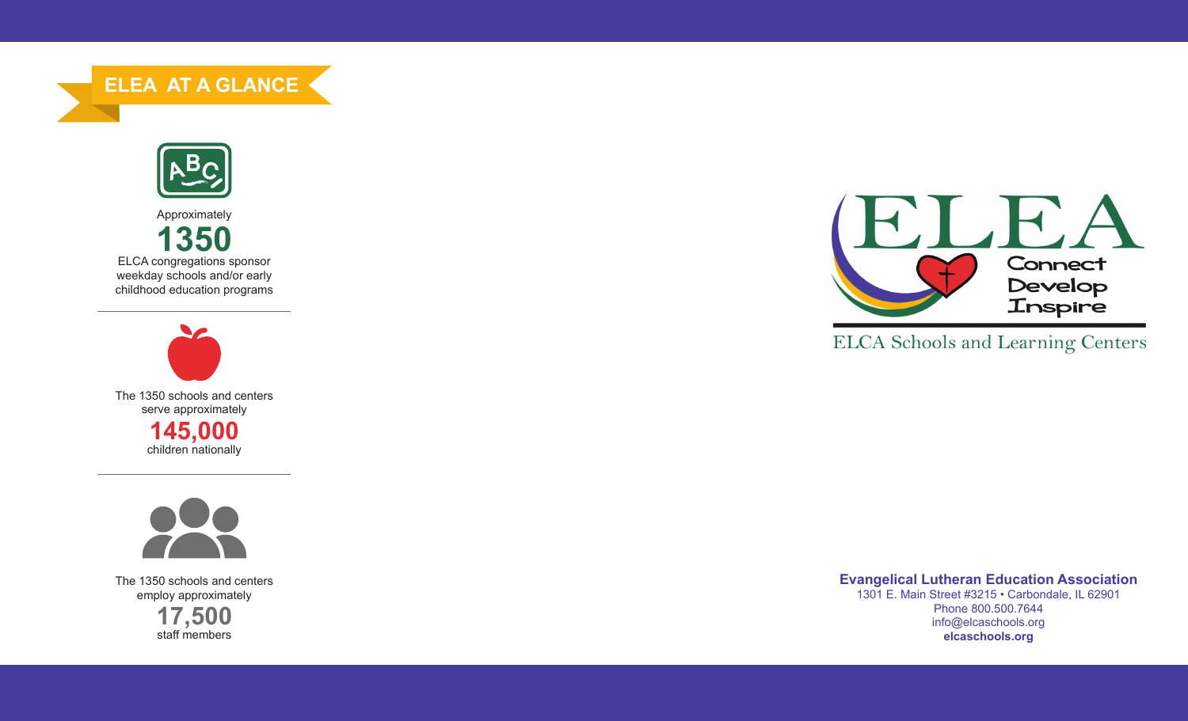## ELEA AT A GLANCE

Approximately
**1350**
ELCA congregations sponsor weekday schools and/or early childhood education programs

---

The 1350 schools and centers serve approximately
**145,000**
children nationally

---

The 1350 schools and centers employ approximately
**17,500**
staff members

# ELEA

Connect
Develop
Inspire

ELCA Schools and Learning Centers

**Evangelical Lutheran Education Association**
1301 E. Main Street #3215 • Carbondale, IL 62901
Phone 800.500.7644
info@elcaschools.org
**elcaschools.org**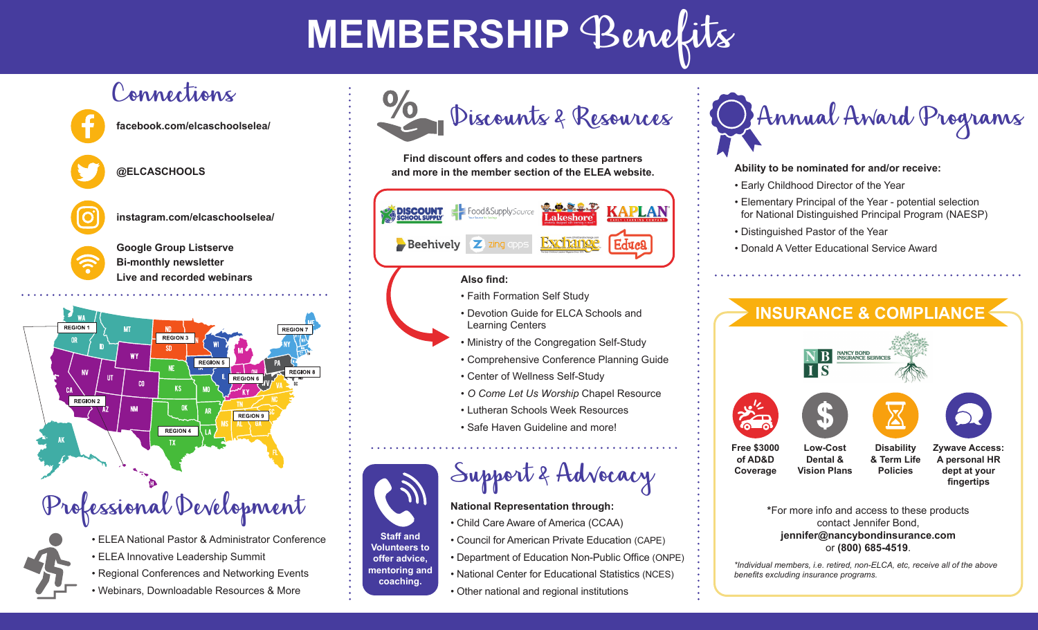# MEMBERSHIP Benefits

## Connections

facebook.com/elcaschoolselea/

@ELCASCHOOLS

instagram.com/elcaschoolselea/

Google Group Listserve
Bi-monthly newsletter
Live and recorded webinars

REGION 1
REGION 2
REGION 3
REGION 4
REGION 5
REGION 6
REGION 7
REGION 8
REGION 9

## Professional Development

- ELEA National Pastor & Administrator Conference
- ELEA Innovative Leadership Summit
- Regional Conferences and Networking Events
- Webinars, Downloadable Resources & More

## Discounts & Resources

**Find discount offers and codes to these partners and more in the member section of the ELEA website.**

Discount School Supply, Food&SupplySource, Lakeshore, KAPLAN, Beehively, zing apps, Exchange, Educa

**Also find:**

- Faith Formation Self Study
- Devotion Guide for ELCA Schools and Learning Centers
- Ministry of the Congregation Self-Study
- Comprehensive Conference Planning Guide
- Center of Wellness Self-Study
- *O Come Let Us Worship* Chapel Resource
- Lutheran Schools Week Resources
- Safe Haven Guideline and more!

## Support & Advocacy

**Staff and Volunteers to offer advice, mentoring and coaching.**

**National Representation through:**

- Child Care Aware of America (CCAA)
- Council for American Private Education (CAPE)
- Department of Education Non-Public Office (ONPE)
- National Center for Educational Statistics (NCES)
- Other national and regional institutions

## Annual Award Programs

**Ability to be nominated for and/or receive:**

- Early Childhood Director of the Year
- Elementary Principal of the Year - potential selection for National Distinguished Principal Program (NAESP)
- Distinguished Pastor of the Year
- Donald A Vetter Educational Service Award

## INSURANCE & COMPLIANCE

NBIS Nancy Bond Insurance Services

**Free $3000 of AD&D Coverage**

**Low-Cost Dental & Vision Plans**

**Disability & Term Life Policies**

**Zywave Access: A personal HR dept at your fingertips**

*For more info and access to these products contact Jennifer Bond, **jennifer@nancybondinsurance.com** or **(800) 685-4519**.

*\*Individual members, i.e. retired, non-ELCA, etc, receive all of the above benefits excluding insurance programs.*